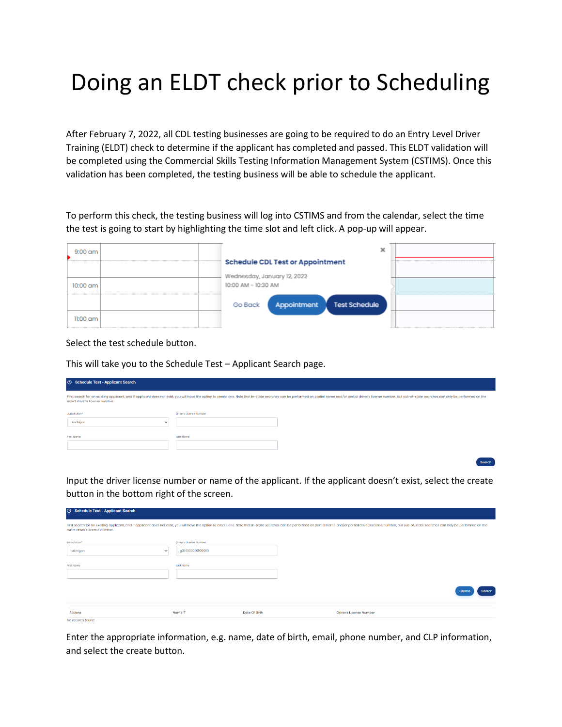# Doing an ELDT check prior to Scheduling

After February 7, 2022, all CDL testing businesses are going to be required to do an Entry Level Driver Training (ELDT) check to determine if the applicant has completed and passed. This ELDT validation will be completed using the Commercial Skills Testing Information Management System (CSTIMS). Once this validation has been completed, the testing business will be able to schedule the applicant.

To perform this check, the testing business will log into CSTIMS and from the calendar, select the time the test is going to start by highlighting the time slot and left click. A pop-up will appear.

Select the test schedule button.

This will take you to the Schedule Test – Applicant Search page.

Input the driver license number or name of the applicant. If the applicant doesn't exist, select the create button in the bottom right of the screen.

Enter the appropriate information, e.g. name, date of birth, email, phone number, and CLP information, and select the create button.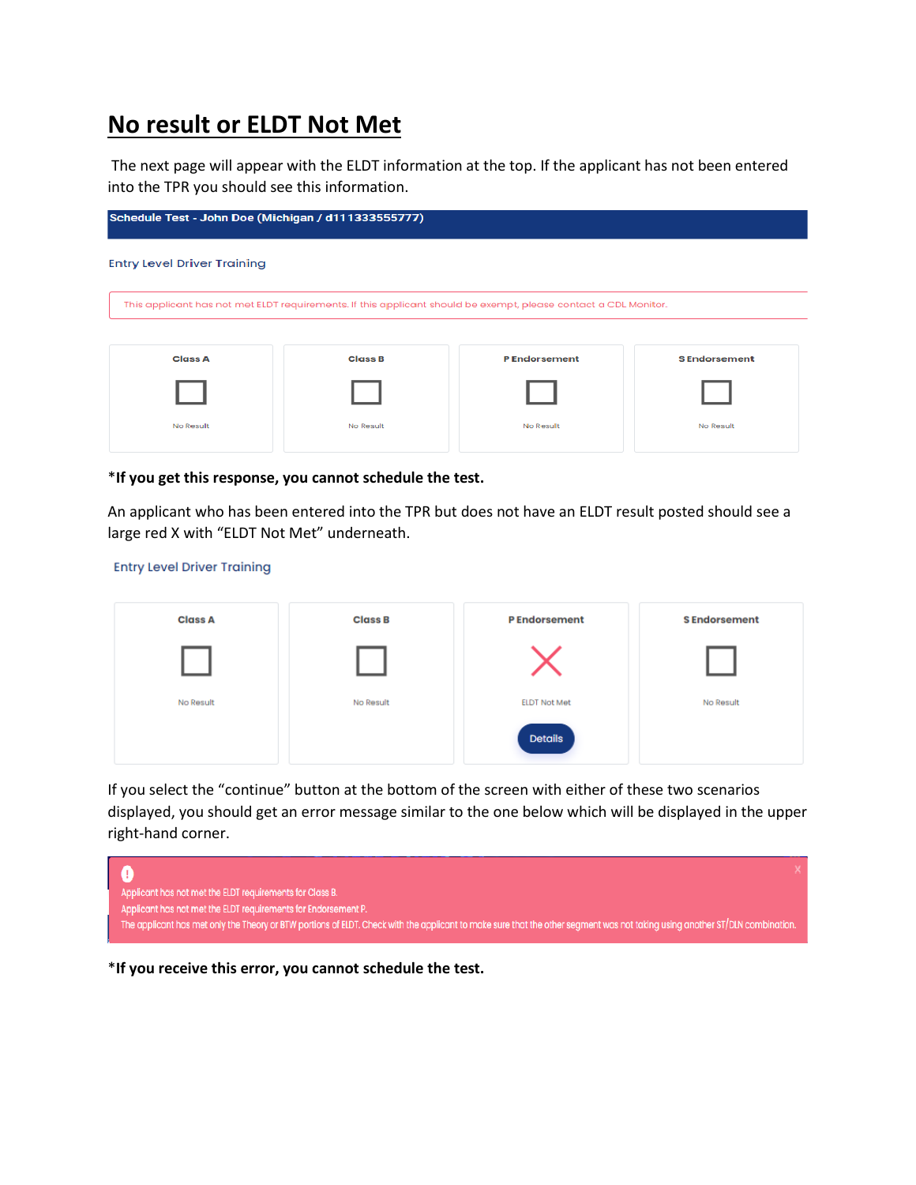# No result or ELDT Not Met

The next page will appear with the ELDT information at the top. If the applicant has not been entered into the TPR you should see this information.

Schedule Test - John Doe (Michigan / d111333555777)

Entry Level Driver Training

This applicant has not met ELDT requirements. If this applicant should be exempt, please contact a CDL Monitor.

| Class A | Class B | P Endorsement | S Endorsement |
|---|---|---|---|
| No Result | No Result | No Result | No Result |

***If you get this response, you cannot schedule the test.**

An applicant who has been entered into the TPR but does not have an ELDT result posted should see a large red X with "ELDT Not Met" underneath.

Entry Level Driver Training

| Class A | Class B | P Endorsement | S Endorsement |
|---|---|---|---|
| No Result | No Result | ELDT Not Met<br>Details | No Result |

If you select the "continue" button at the bottom of the screen with either of these two scenarios displayed, you should get an error message similar to the one below which will be displayed in the upper right-hand corner.

Applicant has not met the ELDT requirements for Class B.
Applicant has not met the ELDT requirements for Endorsement P.
The applicant has met only the Theory or BTW portions of ELDT. Check with the applicant to make sure that the other segment was not taking using another ST/DLN combination.

***If you receive this error, you cannot schedule the test.**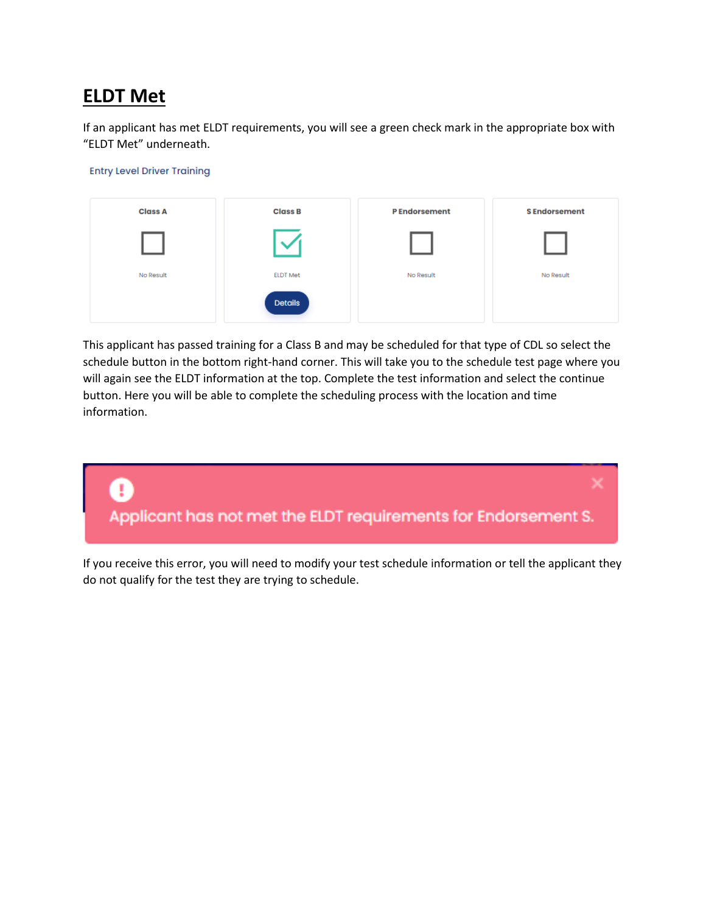## ELDT Met

If an applicant has met ELDT requirements, you will see a green check mark in the appropriate box with "ELDT Met" underneath.

Entry Level Driver Training

| Class A | Class B | P Endorsement | S Endorsement |
|---|---|---|---|
| No Result | ELDT Met<br>Details | No Result | No Result |

This applicant has passed training for a Class B and may be scheduled for that type of CDL so select the schedule button in the bottom right-hand corner. This will take you to the schedule test page where you will again see the ELDT information at the top. Complete the test information and select the continue button. Here you will be able to complete the scheduling process with the location and time information.

Applicant has not met the ELDT requirements for Endorsement S.

If you receive this error, you will need to modify your test schedule information or tell the applicant they do not qualify for the test they are trying to schedule.